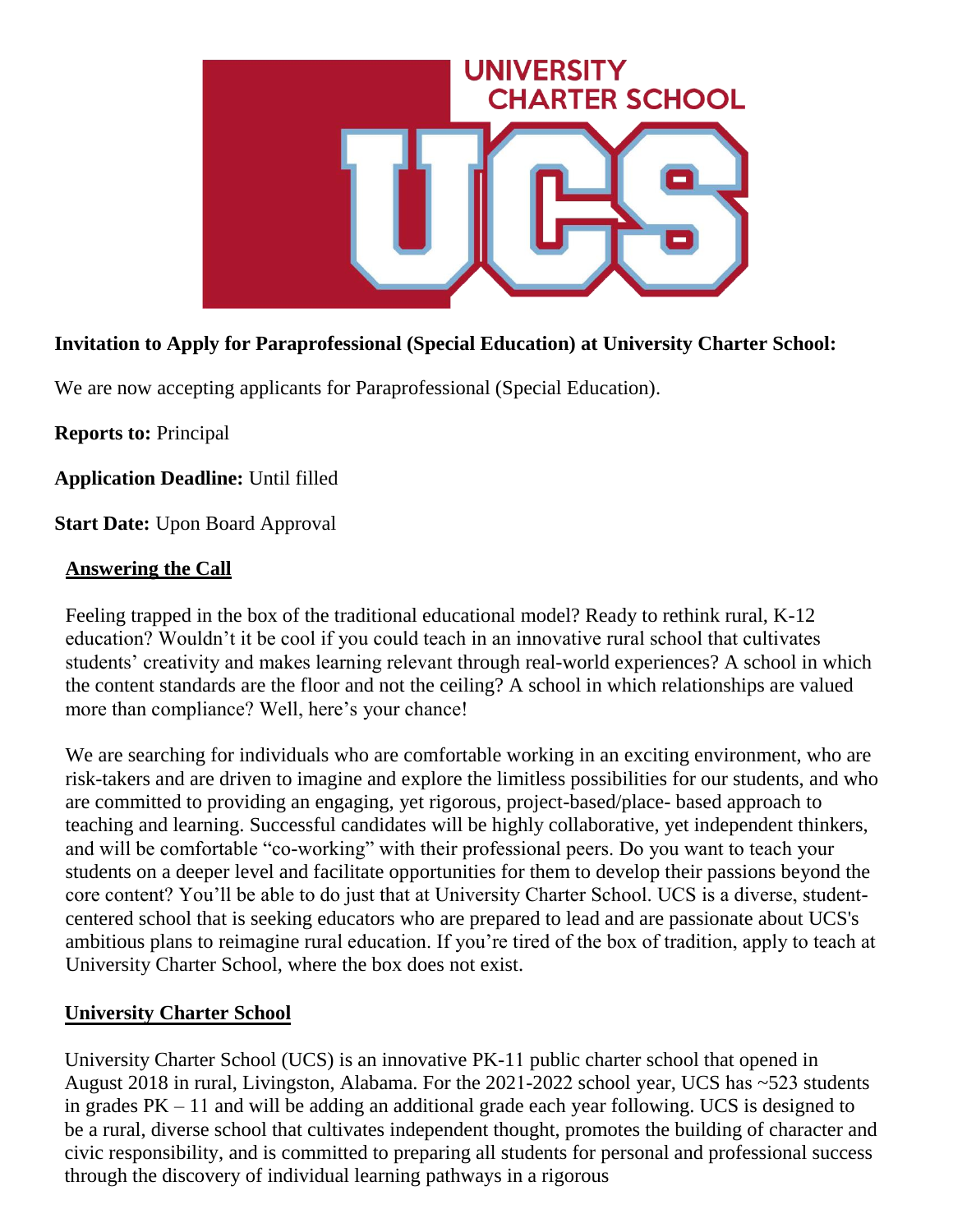**Invitation to Apply for Paraprofessional (Special Education) at University Charter School:**

We are now accepting applicants for Paraprofessional (Special Education).

**Reports to:** Principal

**Application Deadline:** Until filled

**Start Date:** Upon Board Approval

## Answering the Call

Feeling trapped in the box of the traditional educational model? Ready to rethink rural, K-12 education? Wouldn't it be cool if you could teach in an innovative rural school that cultivates students' creativity and makes learning relevant through real-world experiences? A school in which the content standards are the floor and not the ceiling? A school in which relationships are valued more than compliance? Well, here's your chance!

We are searching for individuals who are comfortable working in an exciting environment, who are risk-takers and are driven to imagine and explore the limitless possibilities for our students, and who are committed to providing an engaging, yet rigorous, project-based/place- based approach to teaching and learning. Successful candidates will be highly collaborative, yet independent thinkers, and will be comfortable "co-working" with their professional peers. Do you want to teach your students on a deeper level and facilitate opportunities for them to develop their passions beyond the core content? You'll be able to do just that at University Charter School. UCS is a diverse, student-centered school that is seeking educators who are prepared to lead and are passionate about UCS's ambitious plans to reimagine rural education. If you're tired of the box of tradition, apply to teach at University Charter School, where the box does not exist.

## University Charter School

University Charter School (UCS) is an innovative PK-11 public charter school that opened in August 2018 in rural, Livingston, Alabama. For the 2021-2022 school year, UCS has ~523 students in grades PK – 11 and will be adding an additional grade each year following. UCS is designed to be a rural, diverse school that cultivates independent thought, promotes the building of character and civic responsibility, and is committed to preparing all students for personal and professional success through the discovery of individual learning pathways in a rigorous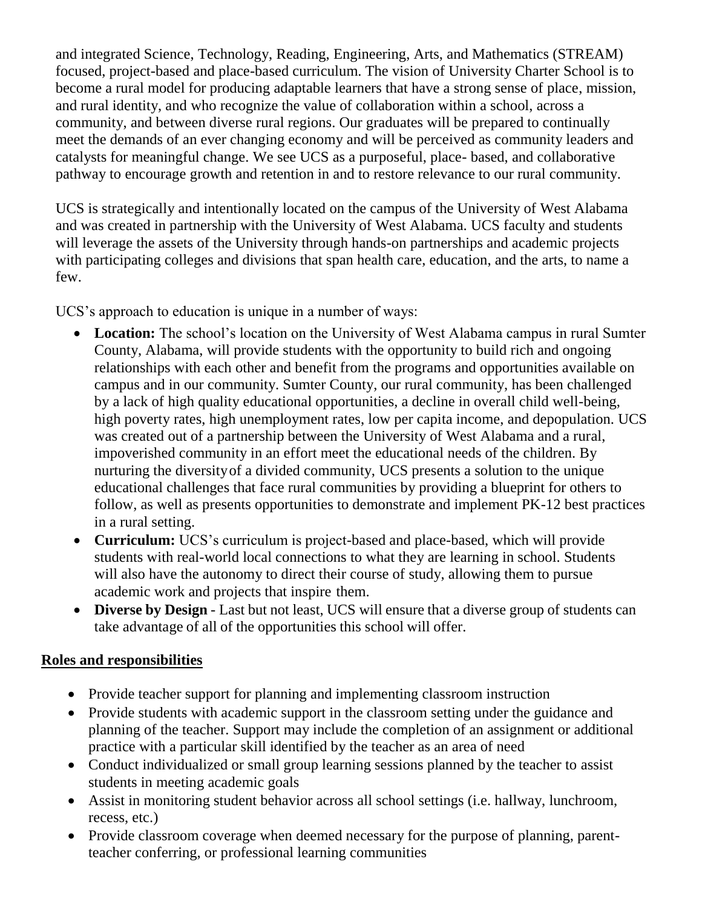and integrated Science, Technology, Reading, Engineering, Arts, and Mathematics (STREAM) focused, project-based and place-based curriculum. The vision of University Charter School is to become a rural model for producing adaptable learners that have a strong sense of place, mission, and rural identity, and who recognize the value of collaboration within a school, across a community, and between diverse rural regions. Our graduates will be prepared to continually meet the demands of an ever changing economy and will be perceived as community leaders and catalysts for meaningful change. We see UCS as a purposeful, place- based, and collaborative pathway to encourage growth and retention in and to restore relevance to our rural community.

UCS is strategically and intentionally located on the campus of the University of West Alabama and was created in partnership with the University of West Alabama. UCS faculty and students will leverage the assets of the University through hands-on partnerships and academic projects with participating colleges and divisions that span health care, education, and the arts, to name a few.

UCS's approach to education is unique in a number of ways:

- **Location:** The school's location on the University of West Alabama campus in rural Sumter County, Alabama, will provide students with the opportunity to build rich and ongoing relationships with each other and benefit from the programs and opportunities available on campus and in our community. Sumter County, our rural community, has been challenged by a lack of high quality educational opportunities, a decline in overall child well-being, high poverty rates, high unemployment rates, low per capita income, and depopulation. UCS was created out of a partnership between the University of West Alabama and a rural, impoverished community in an effort meet the educational needs of the children. By nurturing the diversity of a divided community, UCS presents a solution to the unique educational challenges that face rural communities by providing a blueprint for others to follow, as well as presents opportunities to demonstrate and implement PK-12 best practices in a rural setting.
- **Curriculum:** UCS's curriculum is project-based and place-based, which will provide students with real-world local connections to what they are learning in school. Students will also have the autonomy to direct their course of study, allowing them to pursue academic work and projects that inspire them.
- **Diverse by Design** - Last but not least, UCS will ensure that a diverse group of students can take advantage of all of the opportunities this school will offer.

## Roles and responsibilities

- Provide teacher support for planning and implementing classroom instruction
- Provide students with academic support in the classroom setting under the guidance and planning of the teacher. Support may include the completion of an assignment or additional practice with a particular skill identified by the teacher as an area of need
- Conduct individualized or small group learning sessions planned by the teacher to assist students in meeting academic goals
- Assist in monitoring student behavior across all school settings (i.e. hallway, lunchroom, recess, etc.)
- Provide classroom coverage when deemed necessary for the purpose of planning, parent-teacher conferring, or professional learning communities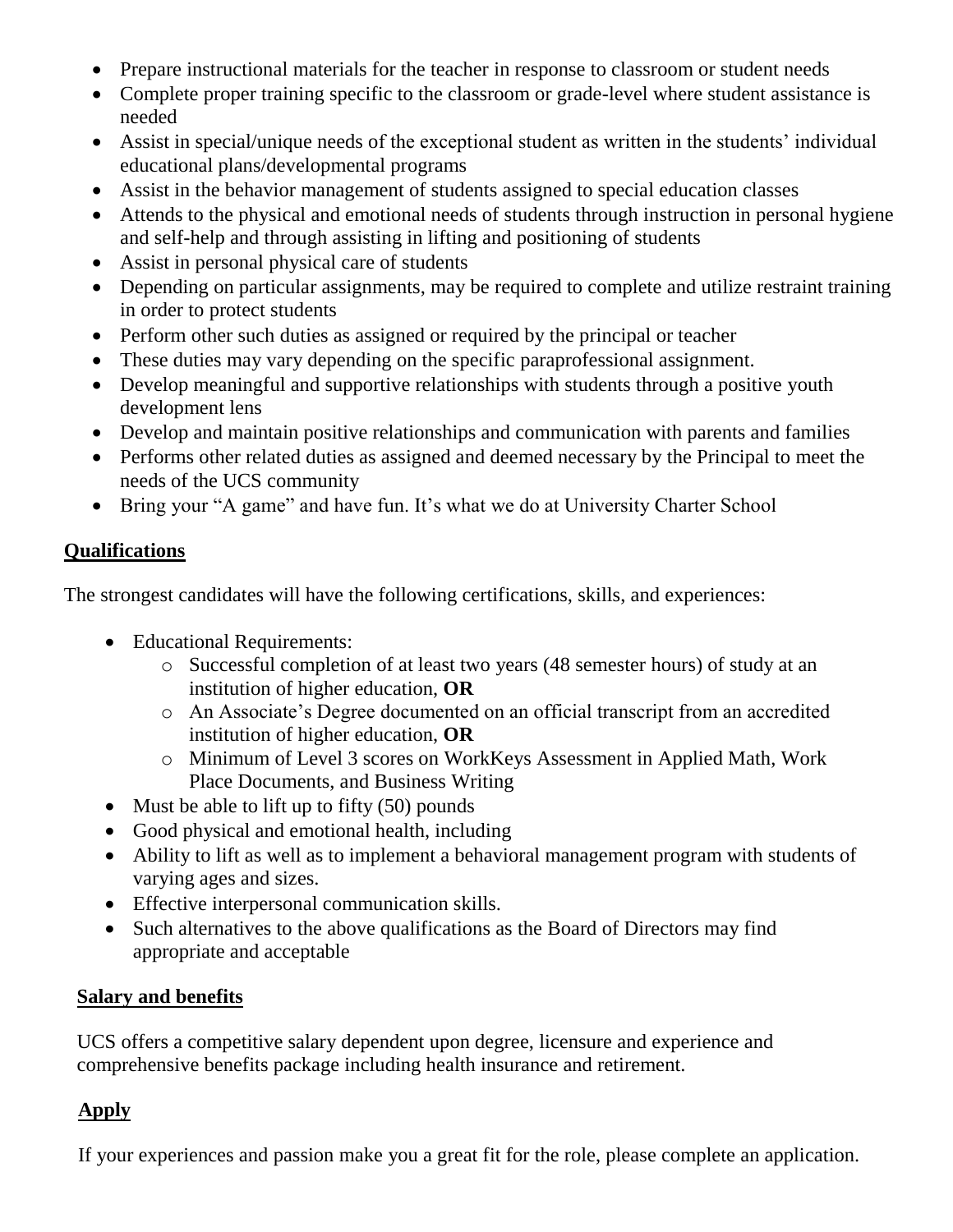- Prepare instructional materials for the teacher in response to classroom or student needs
- Complete proper training specific to the classroom or grade-level where student assistance is needed
- Assist in special/unique needs of the exceptional student as written in the students' individual educational plans/developmental programs
- Assist in the behavior management of students assigned to special education classes
- Attends to the physical and emotional needs of students through instruction in personal hygiene and self-help and through assisting in lifting and positioning of students
- Assist in personal physical care of students
- Depending on particular assignments, may be required to complete and utilize restraint training in order to protect students
- Perform other such duties as assigned or required by the principal or teacher
- These duties may vary depending on the specific paraprofessional assignment.
- Develop meaningful and supportive relationships with students through a positive youth development lens
- Develop and maintain positive relationships and communication with parents and families
- Performs other related duties as assigned and deemed necessary by the Principal to meet the needs of the UCS community
- Bring your "A game" and have fun. It's what we do at University Charter School

## Qualifications

The strongest candidates will have the following certifications, skills, and experiences:

- Educational Requirements:
  - Successful completion of at least two years (48 semester hours) of study at an institution of higher education, **OR**
  - An Associate's Degree documented on an official transcript from an accredited institution of higher education, **OR**
  - Minimum of Level 3 scores on WorkKeys Assessment in Applied Math, Work Place Documents, and Business Writing
- Must be able to lift up to fifty (50) pounds
- Good physical and emotional health, including
- Ability to lift as well as to implement a behavioral management program with students of varying ages and sizes.
- Effective interpersonal communication skills.
- Such alternatives to the above qualifications as the Board of Directors may find appropriate and acceptable

## Salary and benefits

UCS offers a competitive salary dependent upon degree, licensure and experience and comprehensive benefits package including health insurance and retirement.

## Apply

If your experiences and passion make you a great fit for the role, please complete an application.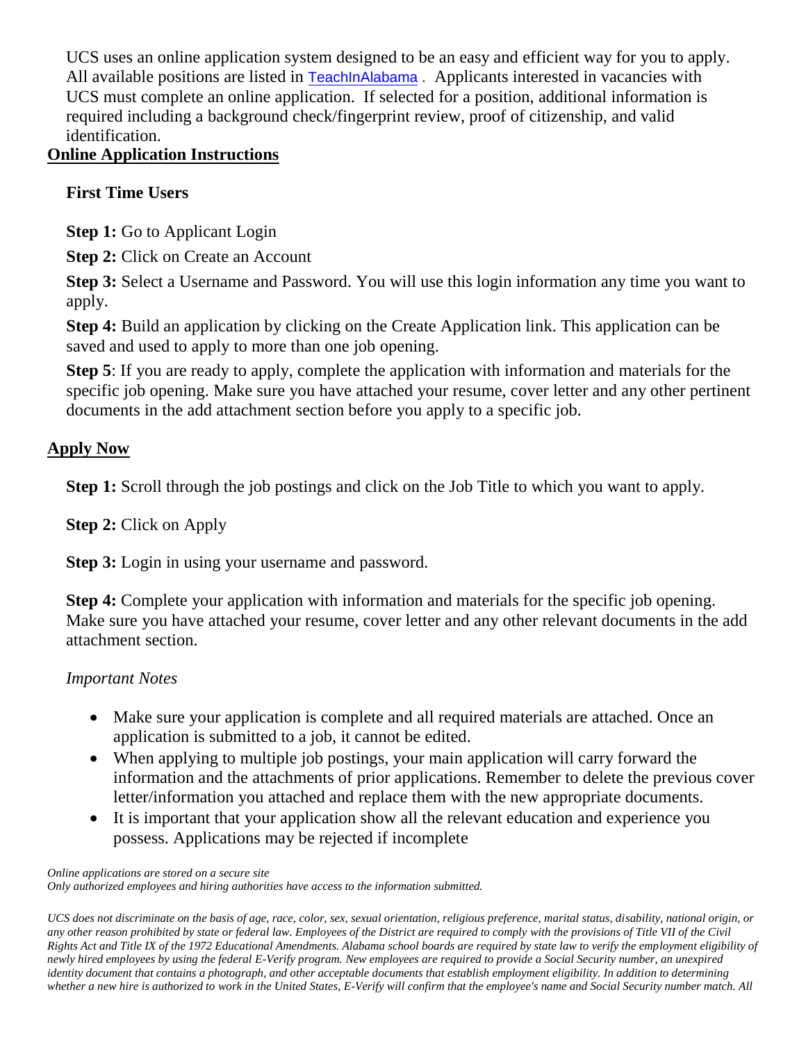UCS uses an online application system designed to be an easy and efficient way for you to apply. All available positions are listed in TeachInAlabama . Applicants interested in vacancies with UCS must complete an online application. If selected for a position, additional information is required including a background check/fingerprint review, proof of citizenship, and valid identification.

## Online Application Instructions

### First Time Users

**Step 1:** Go to Applicant Login

**Step 2:** Click on Create an Account

**Step 3:** Select a Username and Password. You will use this login information any time you want to apply.

**Step 4:** Build an application by clicking on the Create Application link. This application can be saved and used to apply to more than one job opening.

**Step 5**: If you are ready to apply, complete the application with information and materials for the specific job opening. Make sure you have attached your resume, cover letter and any other pertinent documents in the add attachment section before you apply to a specific job.

## Apply Now

**Step 1:** Scroll through the job postings and click on the Job Title to which you want to apply.

**Step 2:** Click on Apply

**Step 3:** Login in using your username and password.

**Step 4:** Complete your application with information and materials for the specific job opening. Make sure you have attached your resume, cover letter and any other relevant documents in the add attachment section.

*Important Notes*

- Make sure your application is complete and all required materials are attached. Once an application is submitted to a job, it cannot be edited.
- When applying to multiple job postings, your main application will carry forward the information and the attachments of prior applications. Remember to delete the previous cover letter/information you attached and replace them with the new appropriate documents.
- It is important that your application show all the relevant education and experience you possess. Applications may be rejected if incomplete

*Online applications are stored on a secure site*
*Only authorized employees and hiring authorities have access to the information submitted.*

*UCS does not discriminate on the basis of age, race, color, sex, sexual orientation, religious preference, marital status, disability, national origin, or any other reason prohibited by state or federal law. Employees of the District are required to comply with the provisions of Title VII of the Civil Rights Act and Title IX of the 1972 Educational Amendments. Alabama school boards are required by state law to verify the employment eligibility of newly hired employees by using the federal E-Verify program. New employees are required to provide a Social Security number, an unexpired identity document that contains a photograph, and other acceptable documents that establish employment eligibility. In addition to determining whether a new hire is authorized to work in the United States, E-Verify will confirm that the employee's name and Social Security number match. All*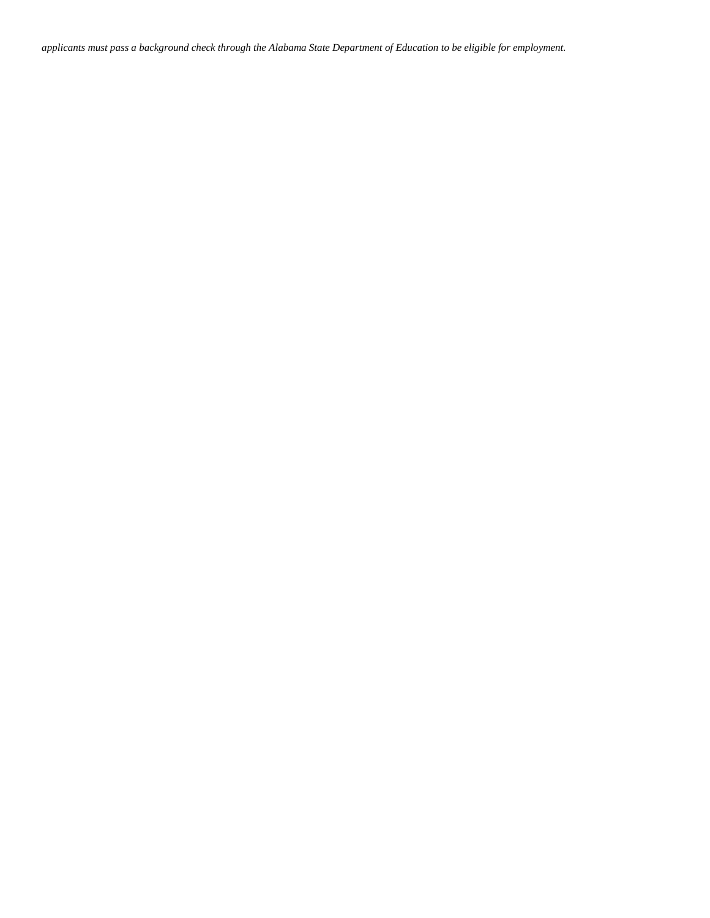*applicants must pass a background check through the Alabama State Department of Education to be eligible for employment.*